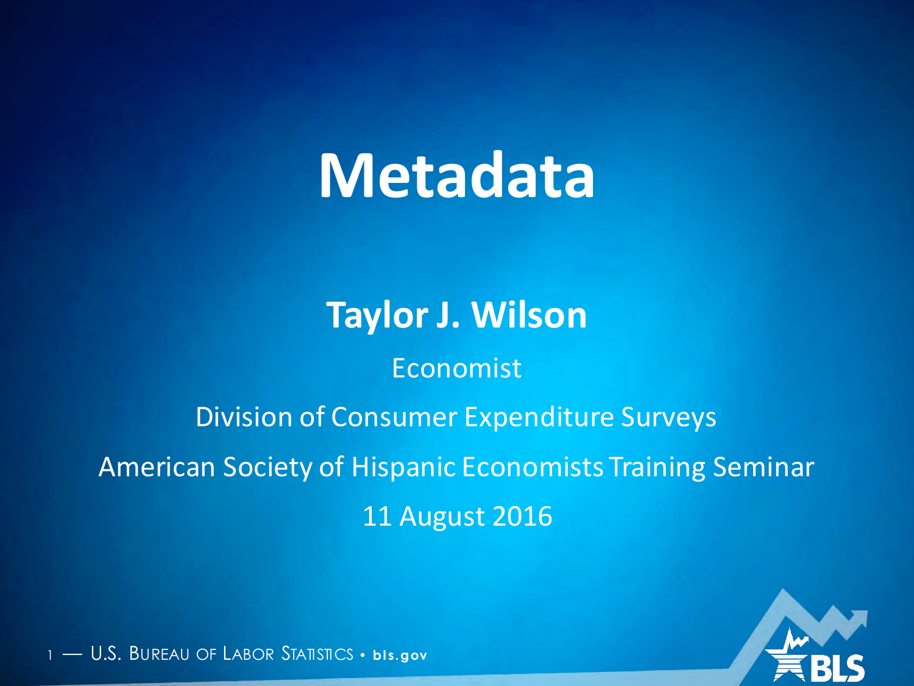# Metadata

**Taylor J. Wilson**

Economist

Division of Consumer Expenditure Surveys

American Society of Hispanic Economists Training Seminar

11 August 2016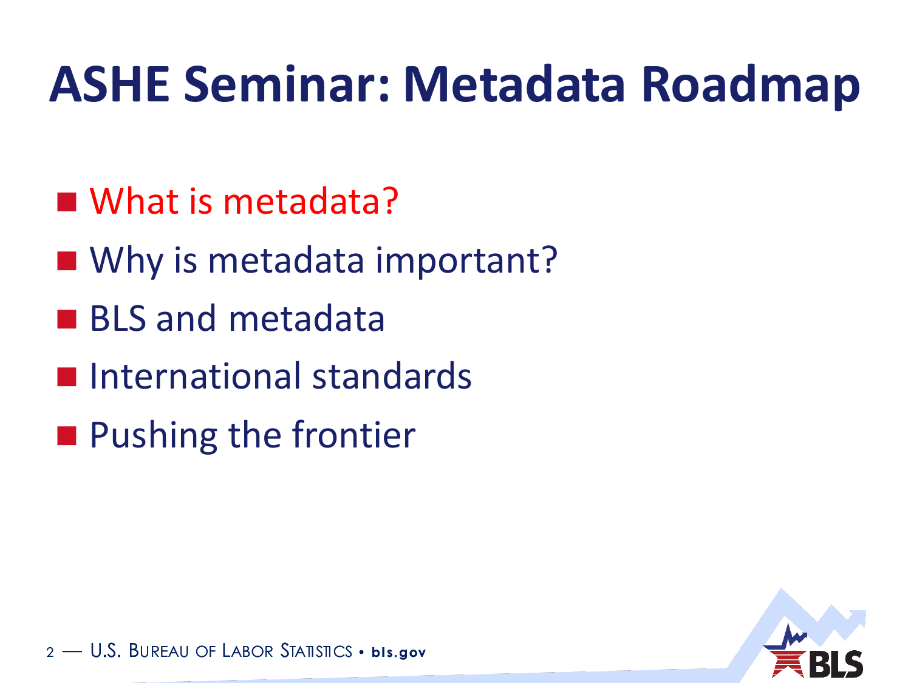# ASHE Seminar: Metadata Roadmap

- What is metadata?
- Why is metadata important?
- BLS and metadata
- International standards
- Pushing the frontier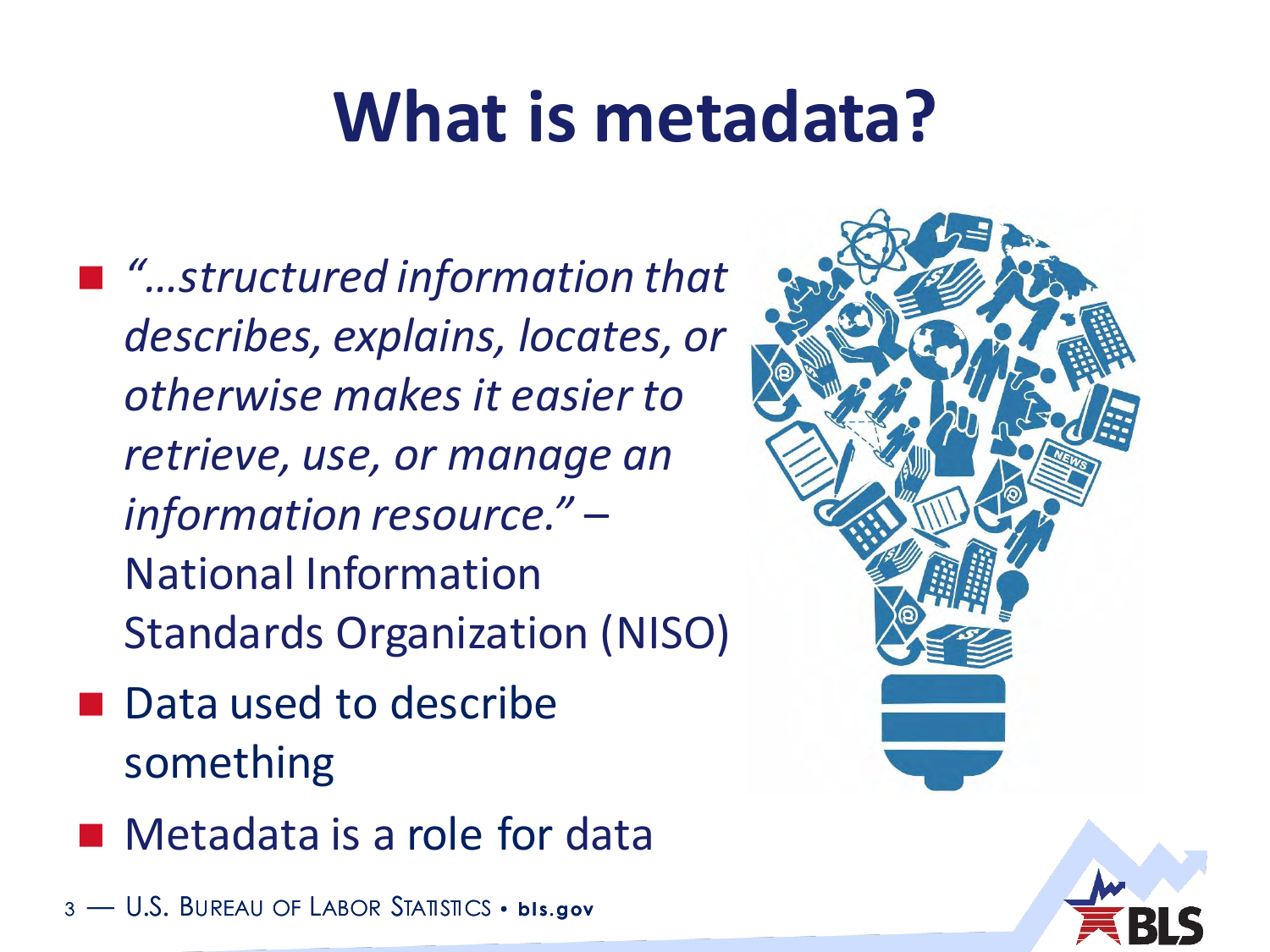# What is metadata?

- *"…structured information that describes, explains, locates, or otherwise makes it easier to retrieve, use, or manage an information resource."* – National Information Standards Organization (NISO)
- Data used to describe something
- Metadata is a role for data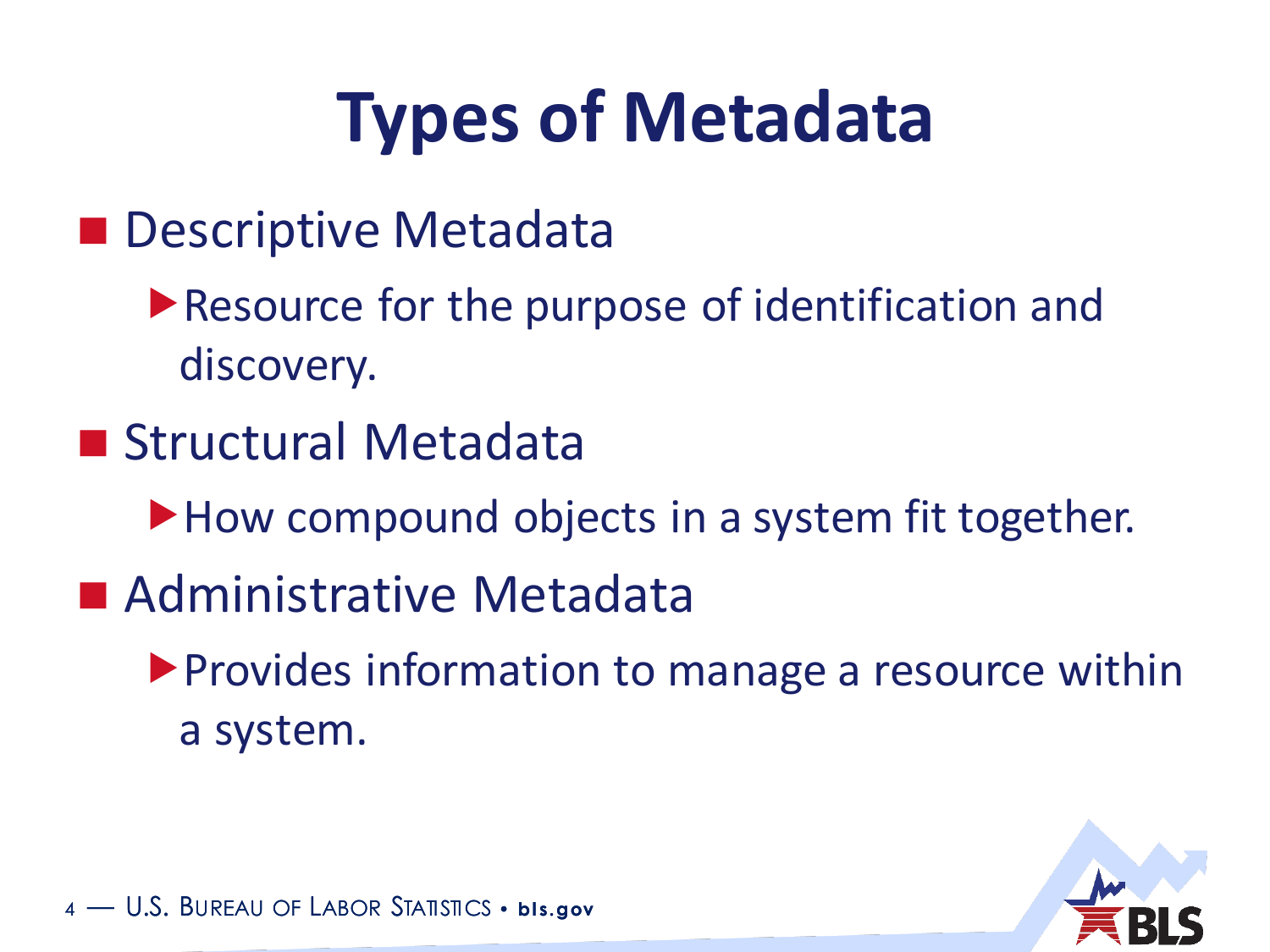# Types of Metadata

- Descriptive Metadata
  - Resource for the purpose of identification and discovery.
- Structural Metadata
  - How compound objects in a system fit together.
- Administrative Metadata
  - Provides information to manage a resource within a system.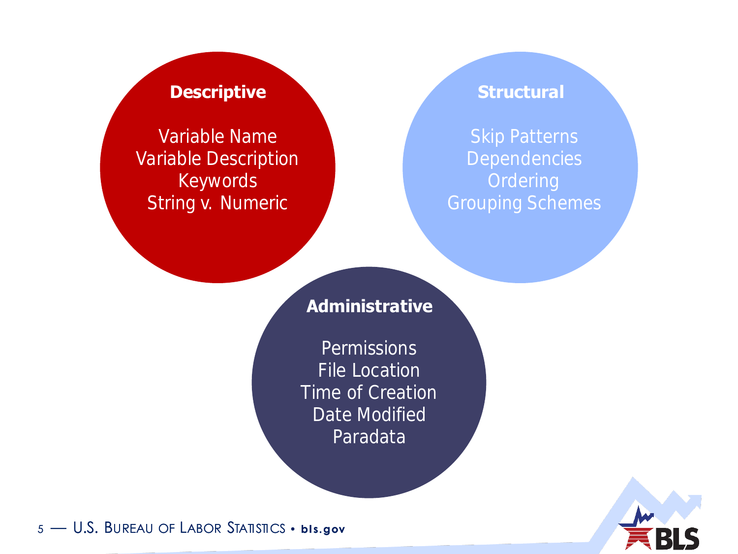**Descriptive**

Variable Name
Variable Description
Keywords
String v. Numeric

**Structural**

Skip Patterns
Dependencies
Ordering
Grouping Schemes

**Administrative**

Permissions
File Location
Time of Creation
Date Modified
Paradata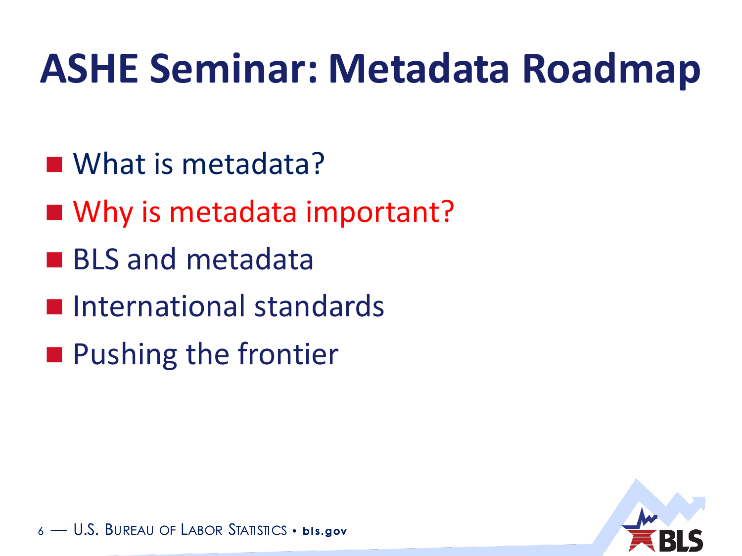# ASHE Seminar: Metadata Roadmap

- What is metadata?
- Why is metadata important?
- BLS and metadata
- International standards
- Pushing the frontier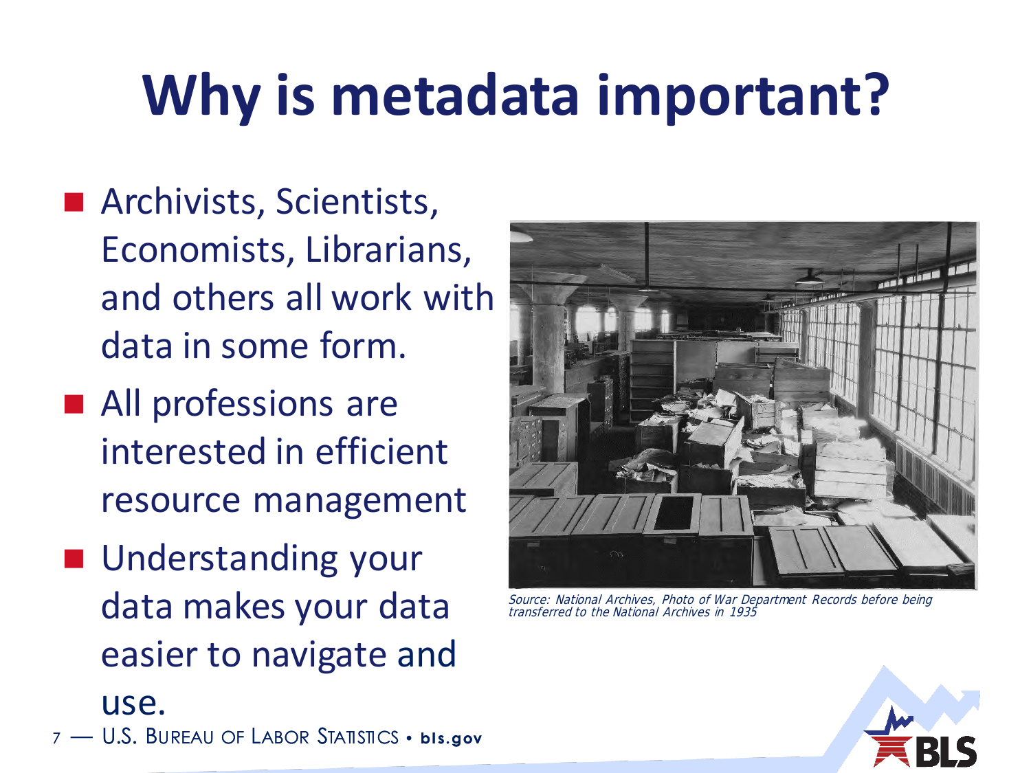# Why is metadata important?

- Archivists, Scientists, Economists, Librarians, and others all work with data in some form.
- All professions are interested in efficient resource management
- Understanding your data makes your data easier to navigate and use.

*Source: National Archives, Photo of War Department Records before being transferred to the National Archives in 1935*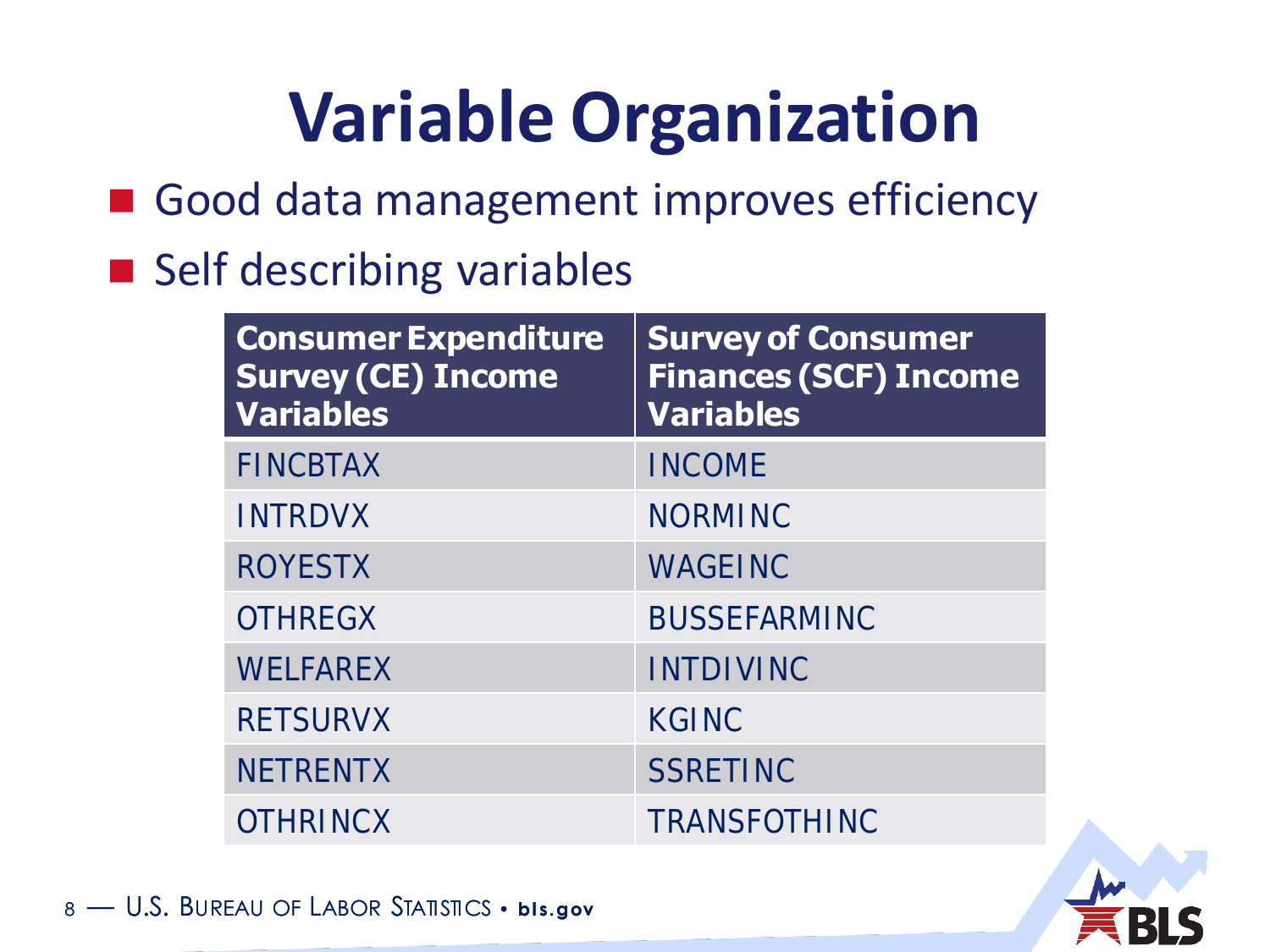# Variable Organization

- Good data management improves efficiency
- Self describing variables

| Consumer Expenditure Survey (CE) Income Variables | Survey of Consumer Finances (SCF) Income Variables |
|---|---|
| FINCBTAX | INCOME |
| INTRDVX | NORMINC |
| ROYESTX | WAGEINC |
| OTHREGX | BUSSEFARMINC |
| WELFAREX | INTDIVINC |
| RETSURVX | KGINC |
| NETRENTX | SSRETINC |
| OTHRINCX | TRANSFOTHINC |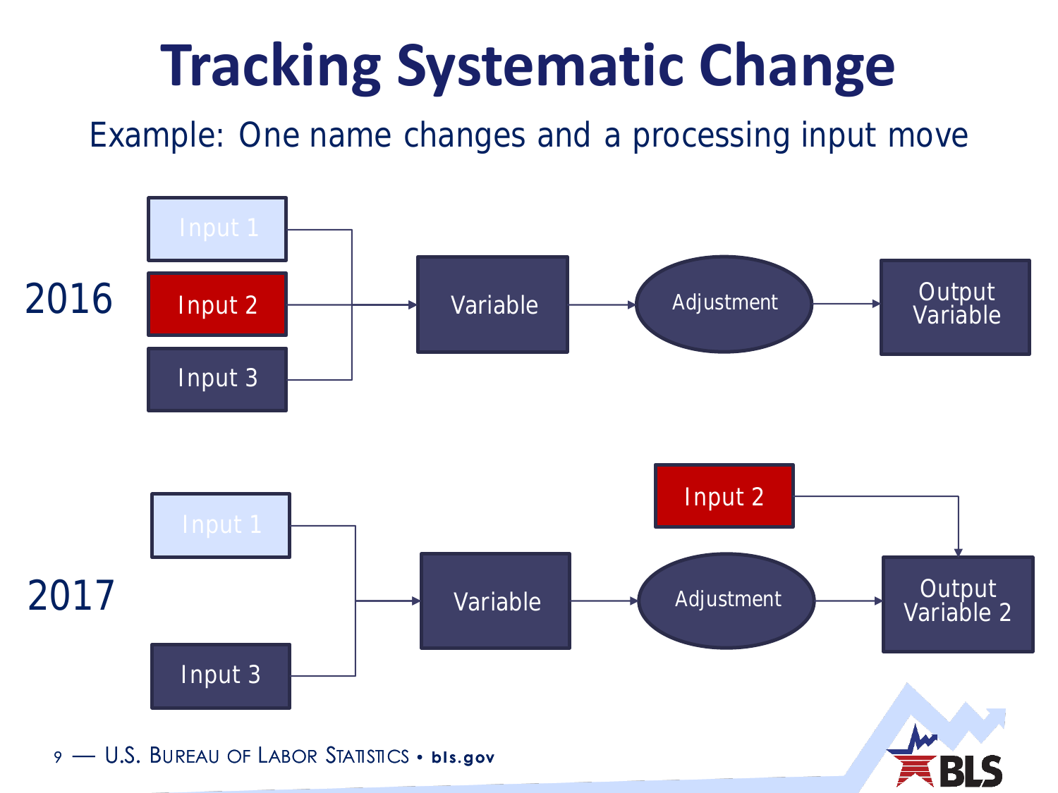# Tracking Systematic Change

Example: One name changes and a processing input move

2016

Input 1

Input 2

Input 3

Variable

Adjustment

Output Variable

2017

Input 2

Input 1

Variable

Adjustment

Output Variable 2

Input 3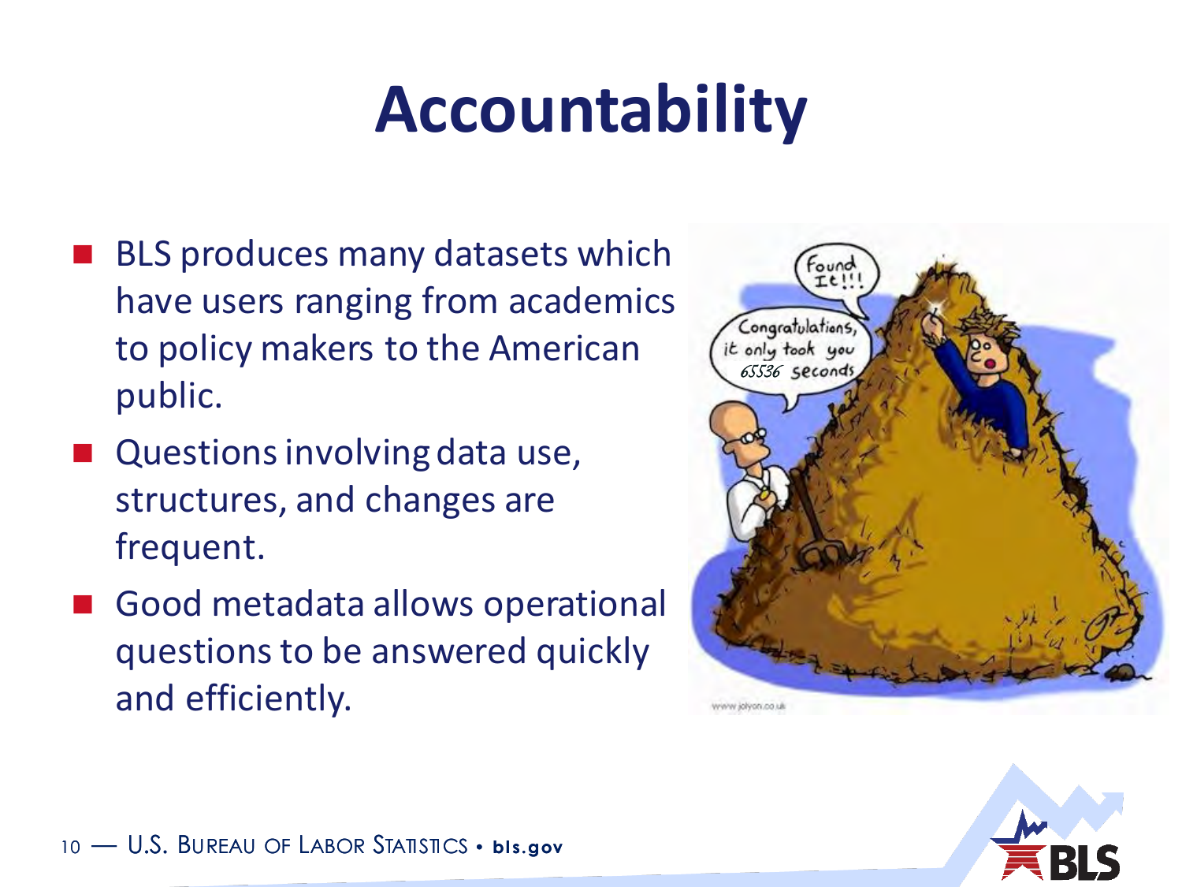# Accountability

- BLS produces many datasets which have users ranging from academics to policy makers to the American public.
- Questions involving data use, structures, and changes are frequent.
- Good metadata allows operational questions to be answered quickly and efficiently.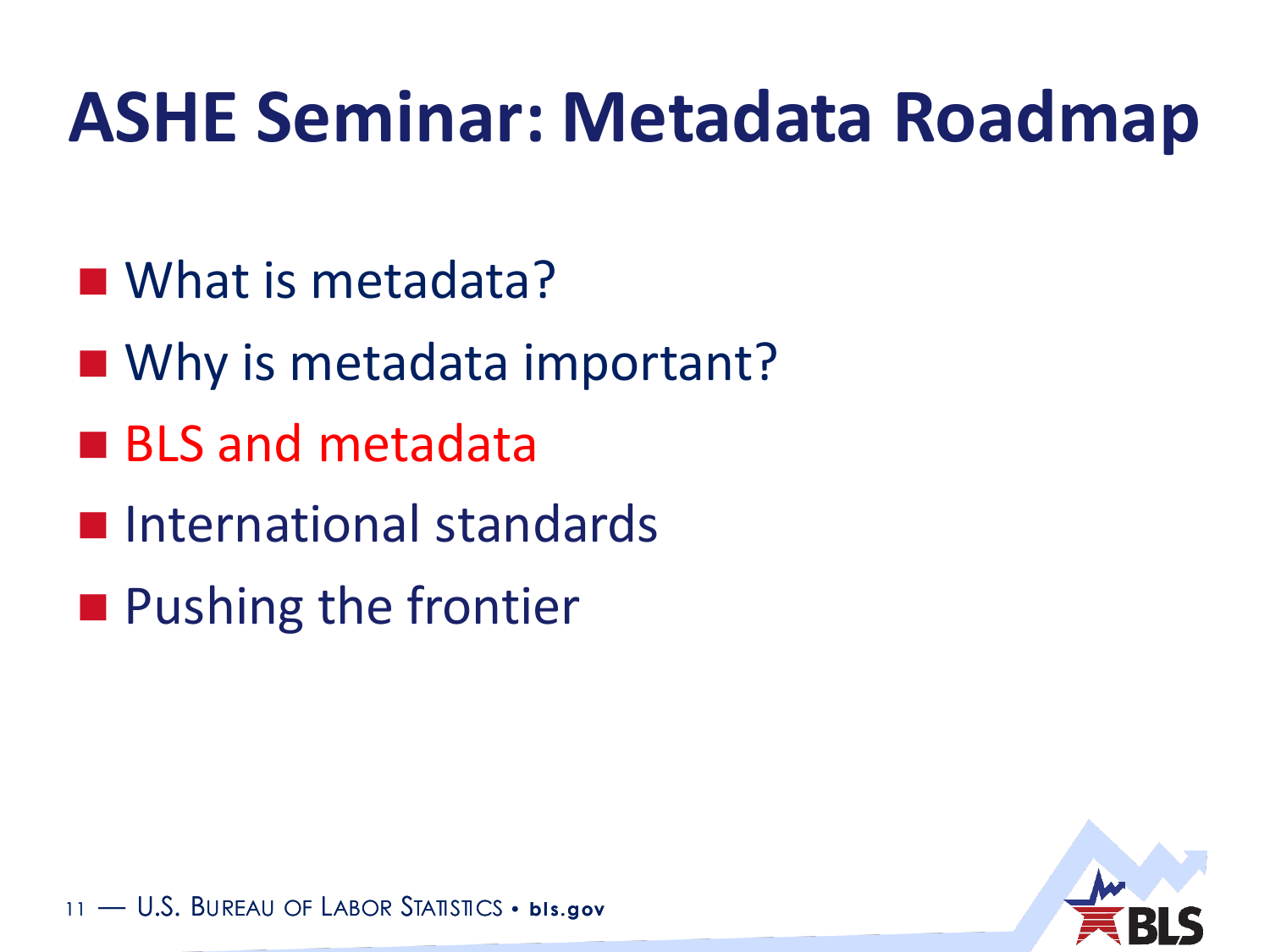# ASHE Seminar: Metadata Roadmap

- What is metadata?
- Why is metadata important?
- BLS and metadata
- International standards
- Pushing the frontier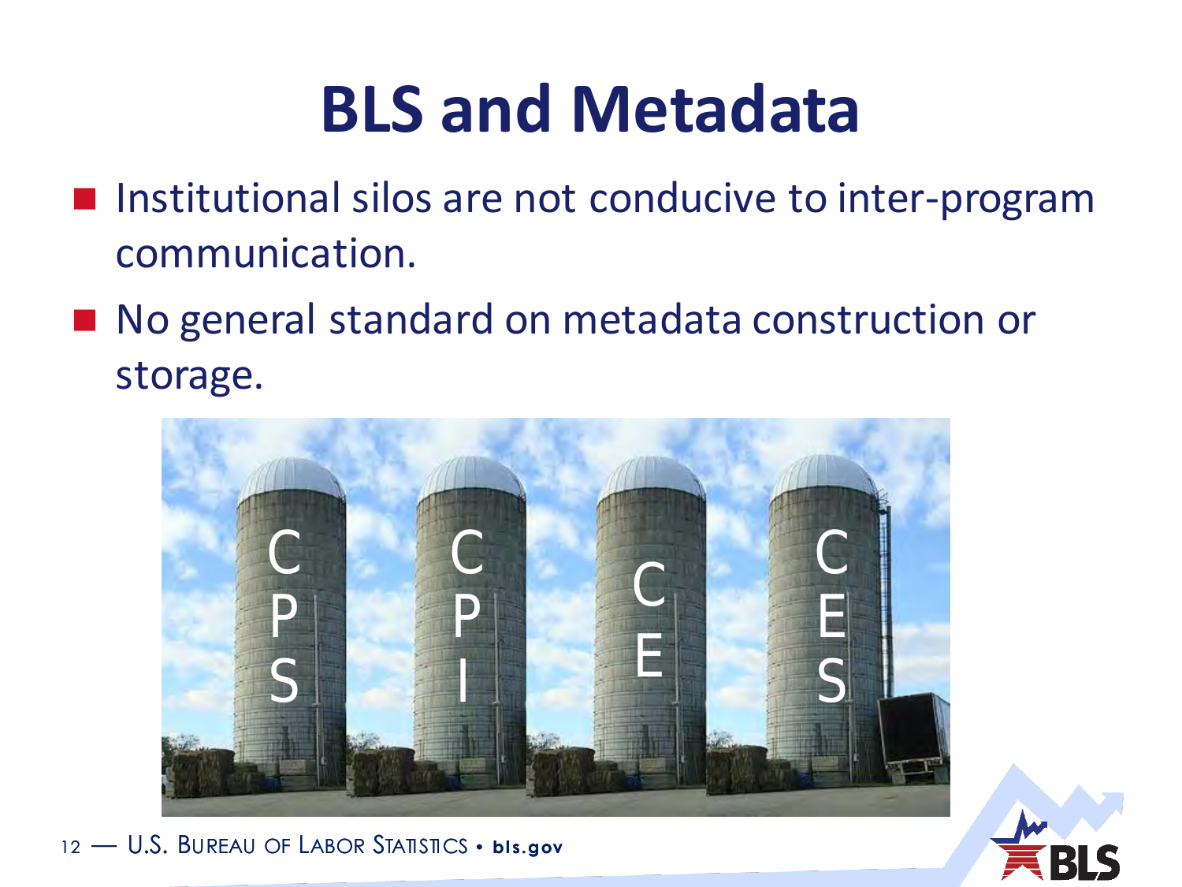# BLS and Metadata

- Institutional silos are not conducive to inter-program communication.
- No general standard on metadata construction or storage.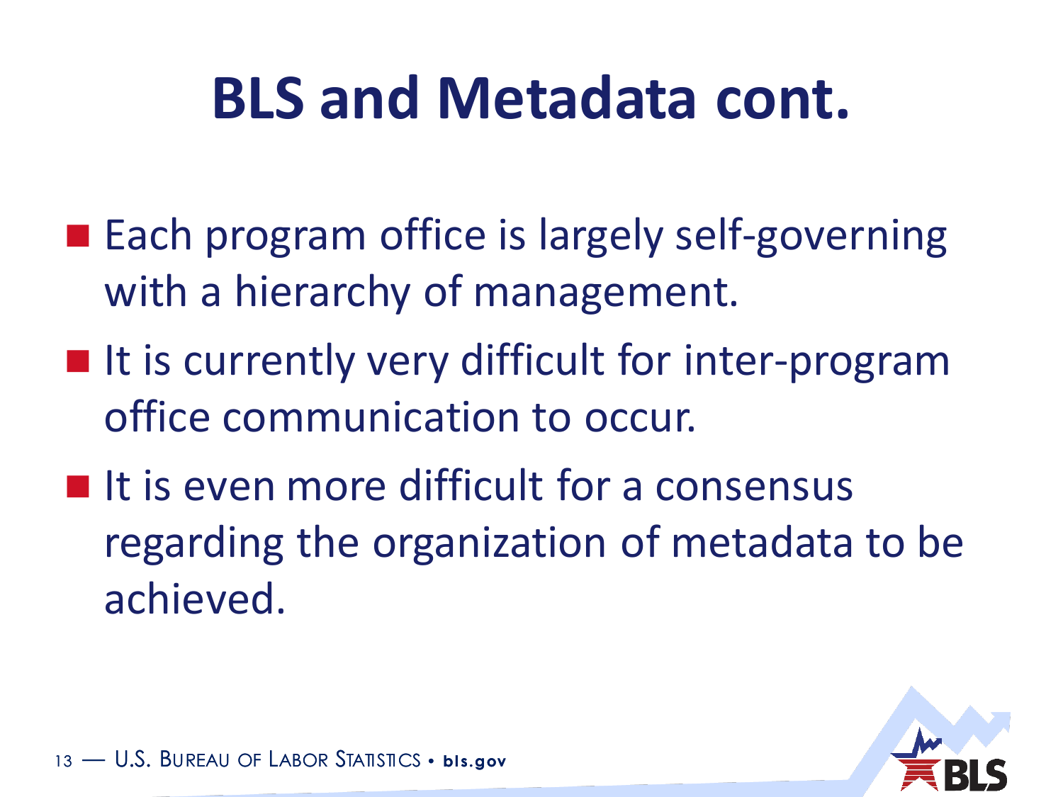# BLS and Metadata cont.

- Each program office is largely self-governing with a hierarchy of management.
- It is currently very difficult for inter-program office communication to occur.
- It is even more difficult for a consensus regarding the organization of metadata to be achieved.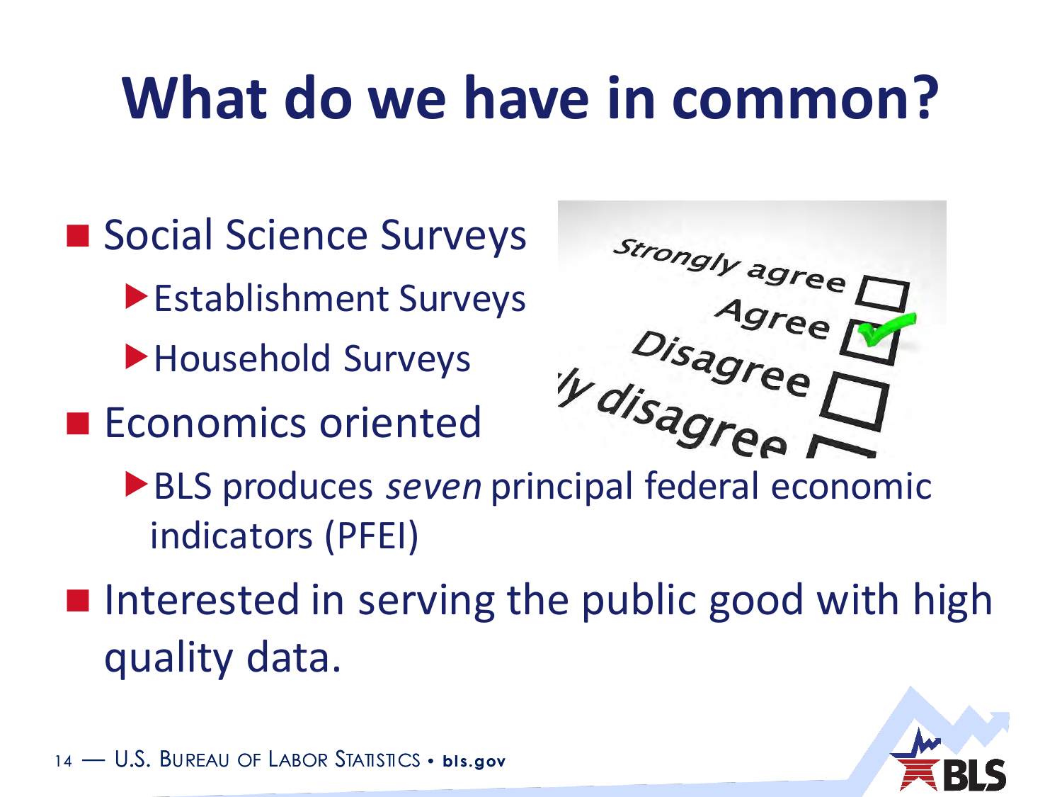# What do we have in common?

- Social Science Surveys
  - Establishment Surveys
  - Household Surveys
- Economics oriented
  - BLS produces *seven* principal federal economic indicators (PFEI)
- Interested in serving the public good with high quality data.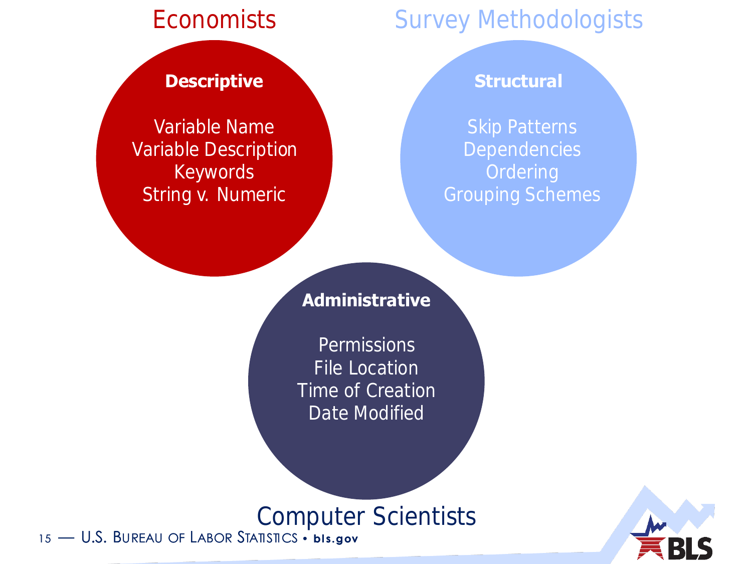## Economists

**Descriptive**

Variable Name
Variable Description
Keywords
String v. Numeric

## Survey Methodologists

**Structural**

Skip Patterns
Dependencies
Ordering
Grouping Schemes

## Computer Scientists

**Administrative**

Permissions
File Location
Time of Creation
Date Modified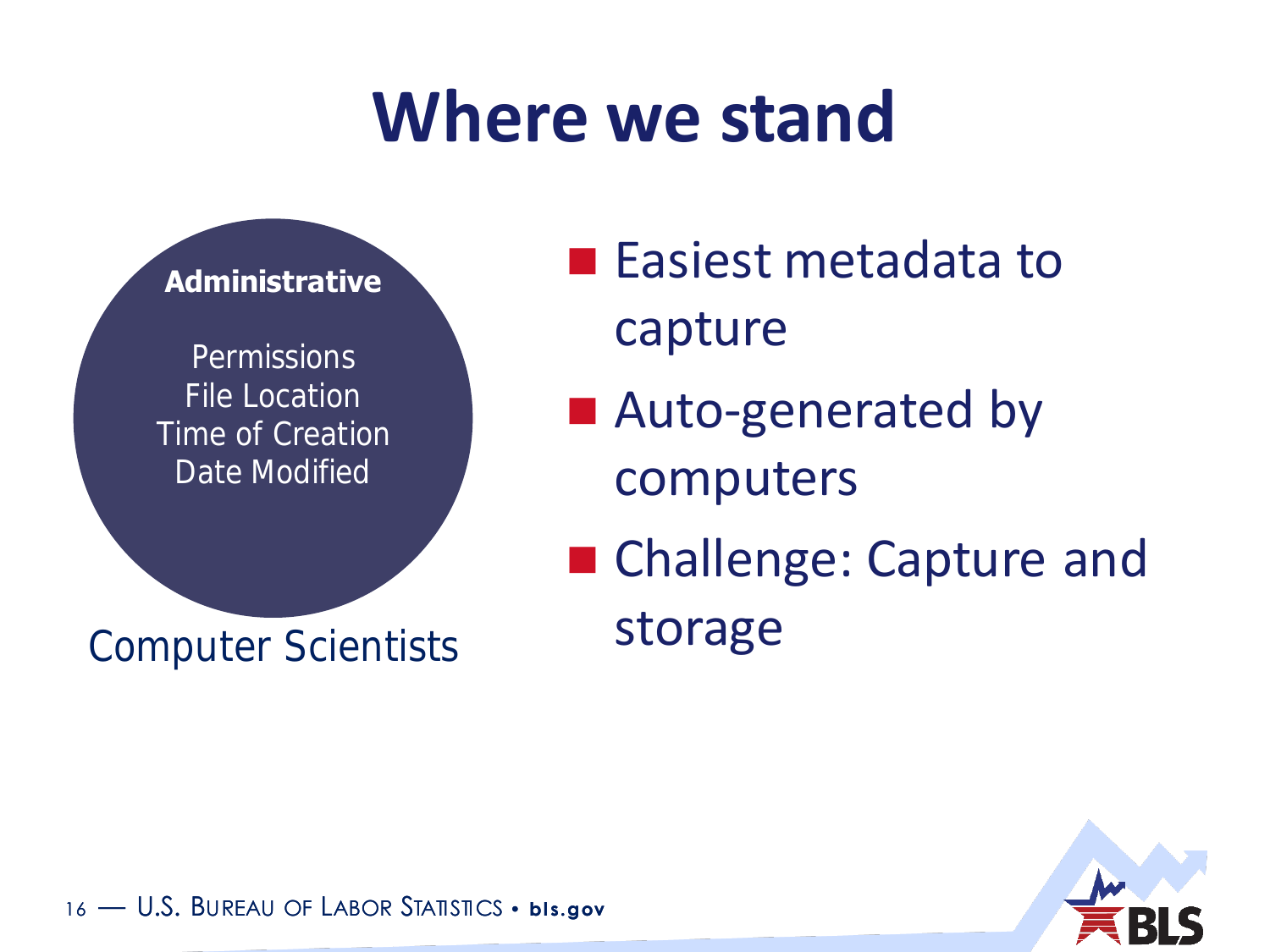# Where we stand

**Administrative**

Permissions
File Location
Time of Creation
Date Modified

Computer Scientists

- Easiest metadata to capture
- Auto-generated by computers
- Challenge: Capture and storage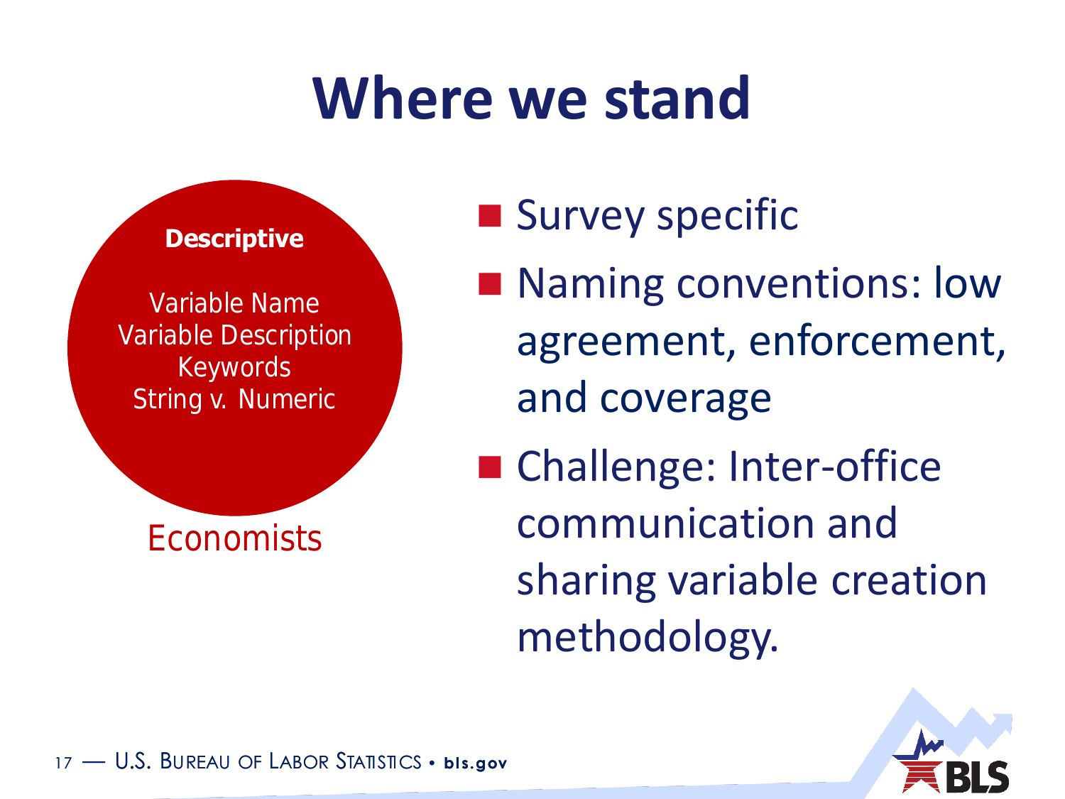# Where we stand

**Descriptive**

Variable Name
Variable Description
Keywords
String v. Numeric

Economists

- Survey specific
- Naming conventions: low agreement, enforcement, and coverage
- Challenge: Inter-office communication and sharing variable creation methodology.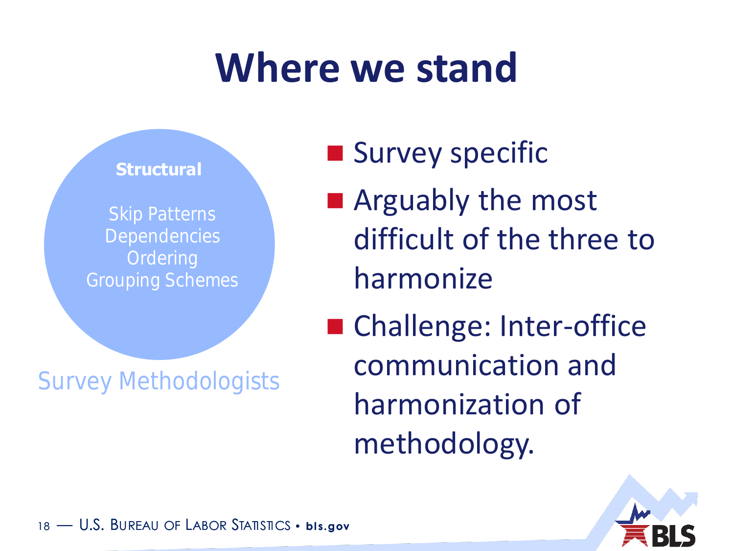# Where we stand

**Structural**

Skip Patterns
Dependencies
Ordering
Grouping Schemes

Survey Methodologists

- Survey specific
- Arguably the most difficult of the three to harmonize
- Challenge: Inter-office communication and harmonization of methodology.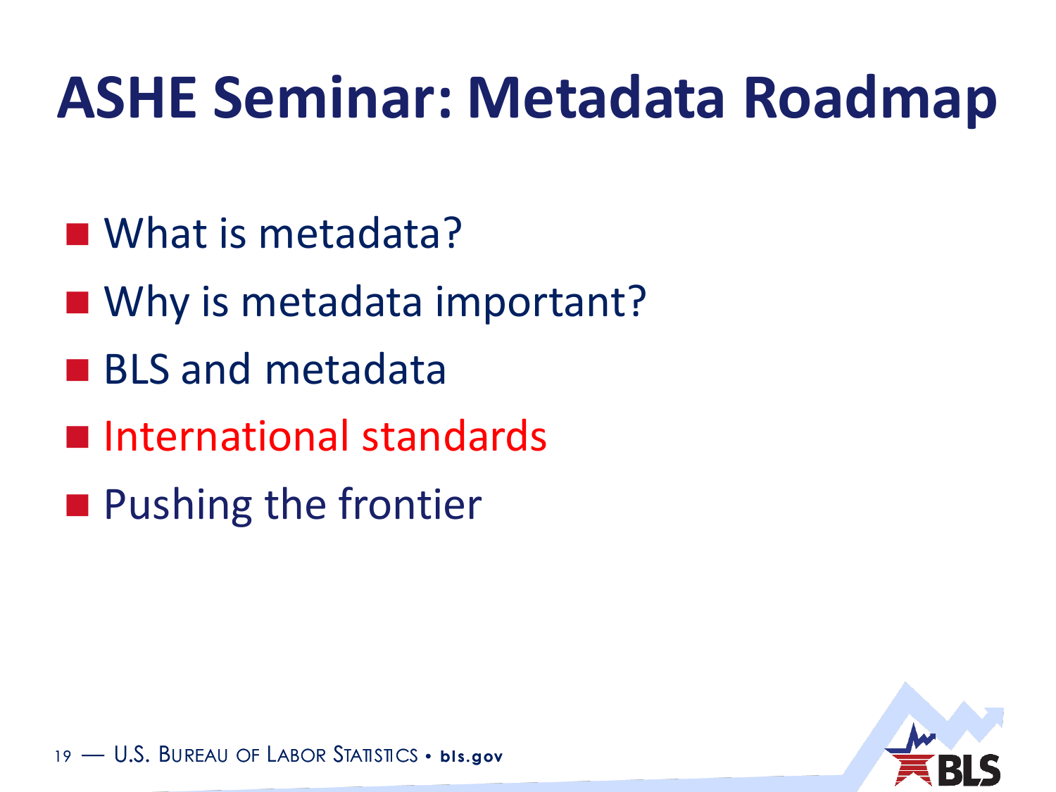# ASHE Seminar: Metadata Roadmap

- What is metadata?
- Why is metadata important?
- BLS and metadata
- International standards
- Pushing the frontier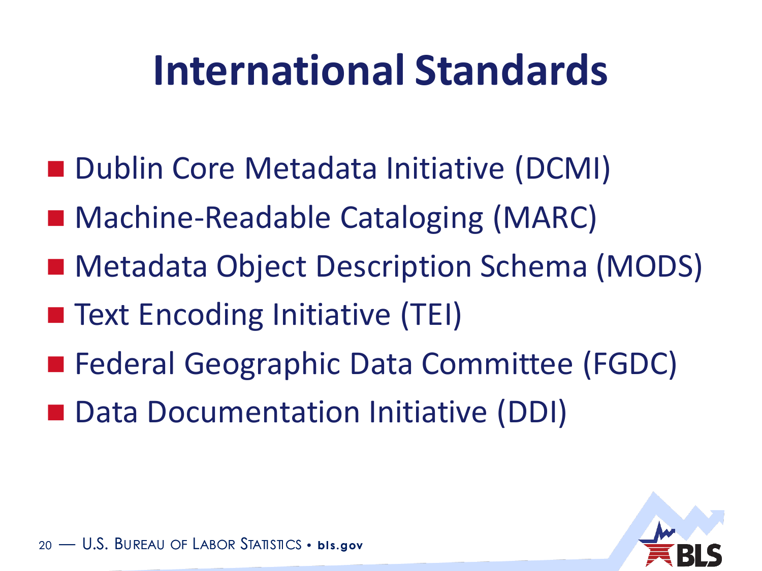# International Standards

- Dublin Core Metadata Initiative (DCMI)
- Machine-Readable Cataloging (MARC)
- Metadata Object Description Schema (MODS)
- Text Encoding Initiative (TEI)
- Federal Geographic Data Committee (FGDC)
- Data Documentation Initiative (DDI)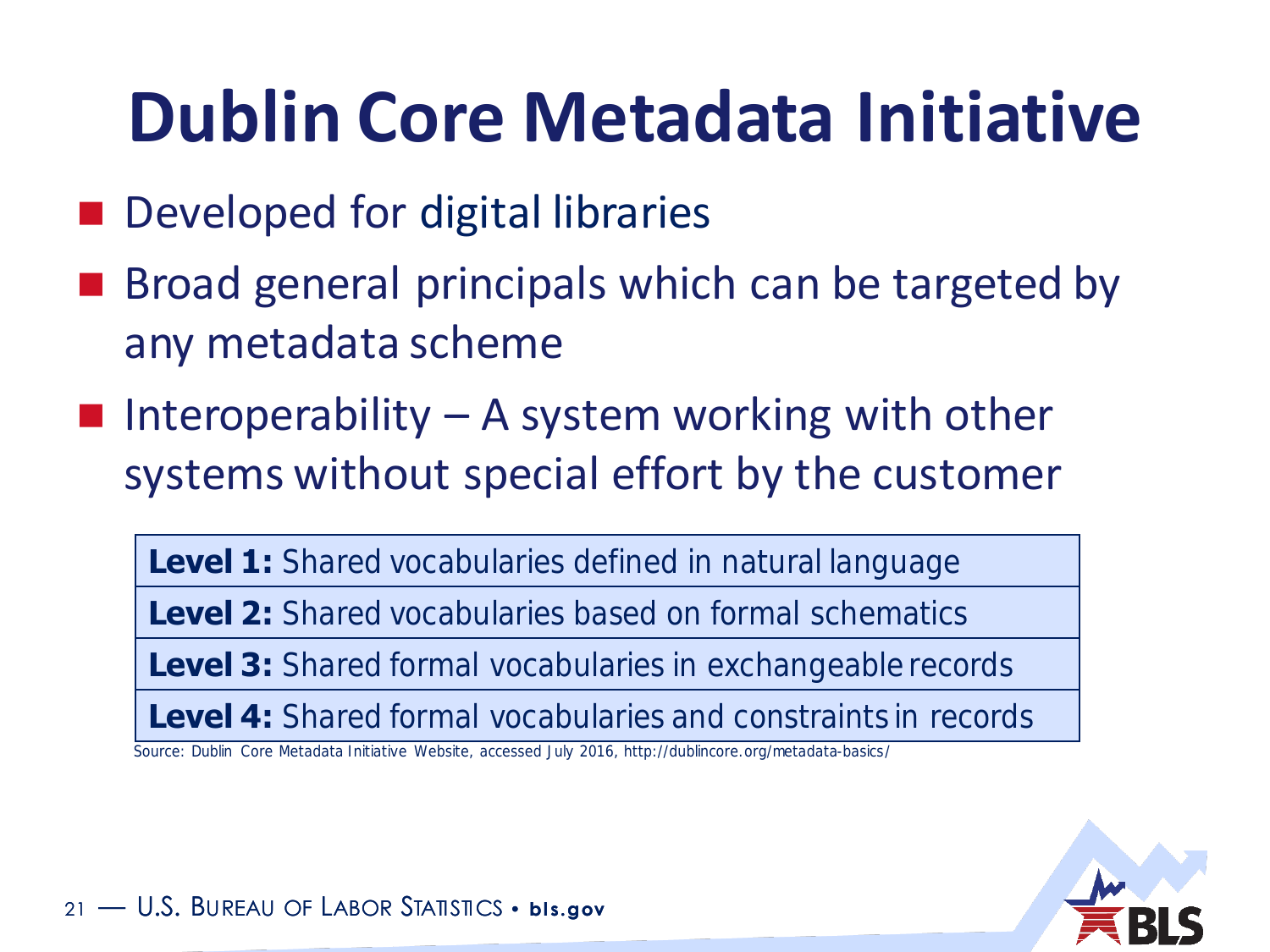# Dublin Core Metadata Initiative

- Developed for digital libraries
- Broad general principals which can be targeted by any metadata scheme
- Interoperability – A system working with other systems without special effort by the customer

| |
|---|
| **Level 1:** Shared vocabularies defined in natural language |
| **Level 2:** Shared vocabularies based on formal schematics |
| **Level 3:** Shared formal vocabularies in exchangeable records |
| **Level 4:** Shared formal vocabularies and constraints in records |

Source: Dublin Core Metadata Initiative Website, accessed July 2016, http://dublincore.org/metadata-basics/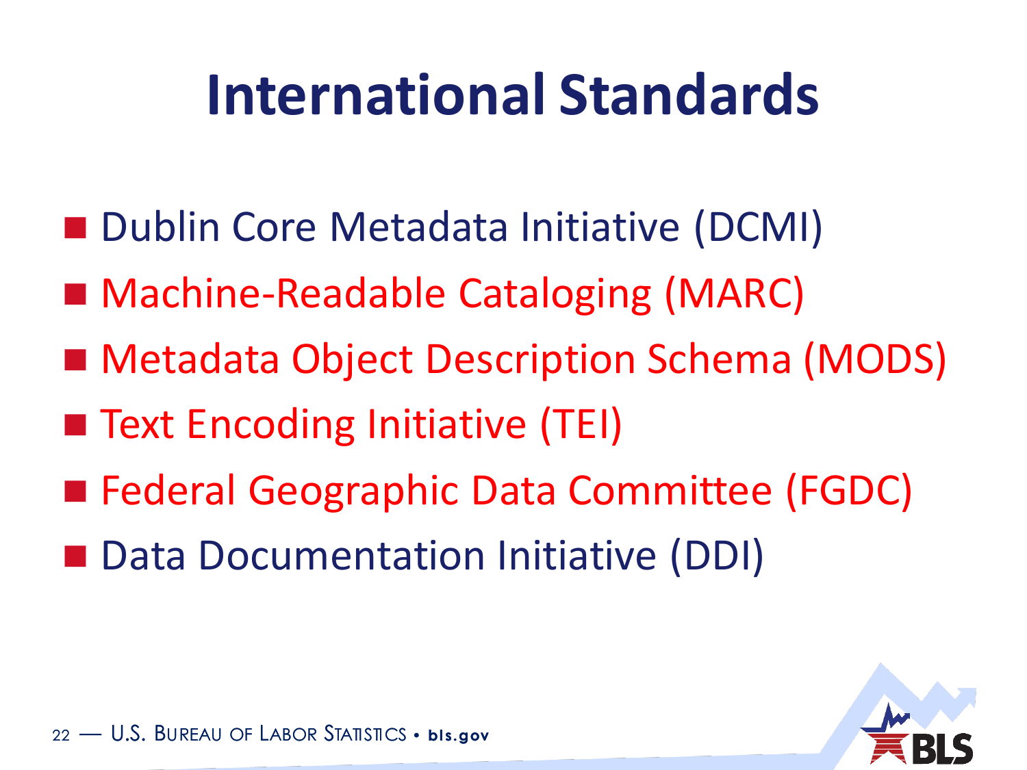# International Standards

- Dublin Core Metadata Initiative (DCMI)
- Machine-Readable Cataloging (MARC)
- Metadata Object Description Schema (MODS)
- Text Encoding Initiative (TEI)
- Federal Geographic Data Committee (FGDC)
- Data Documentation Initiative (DDI)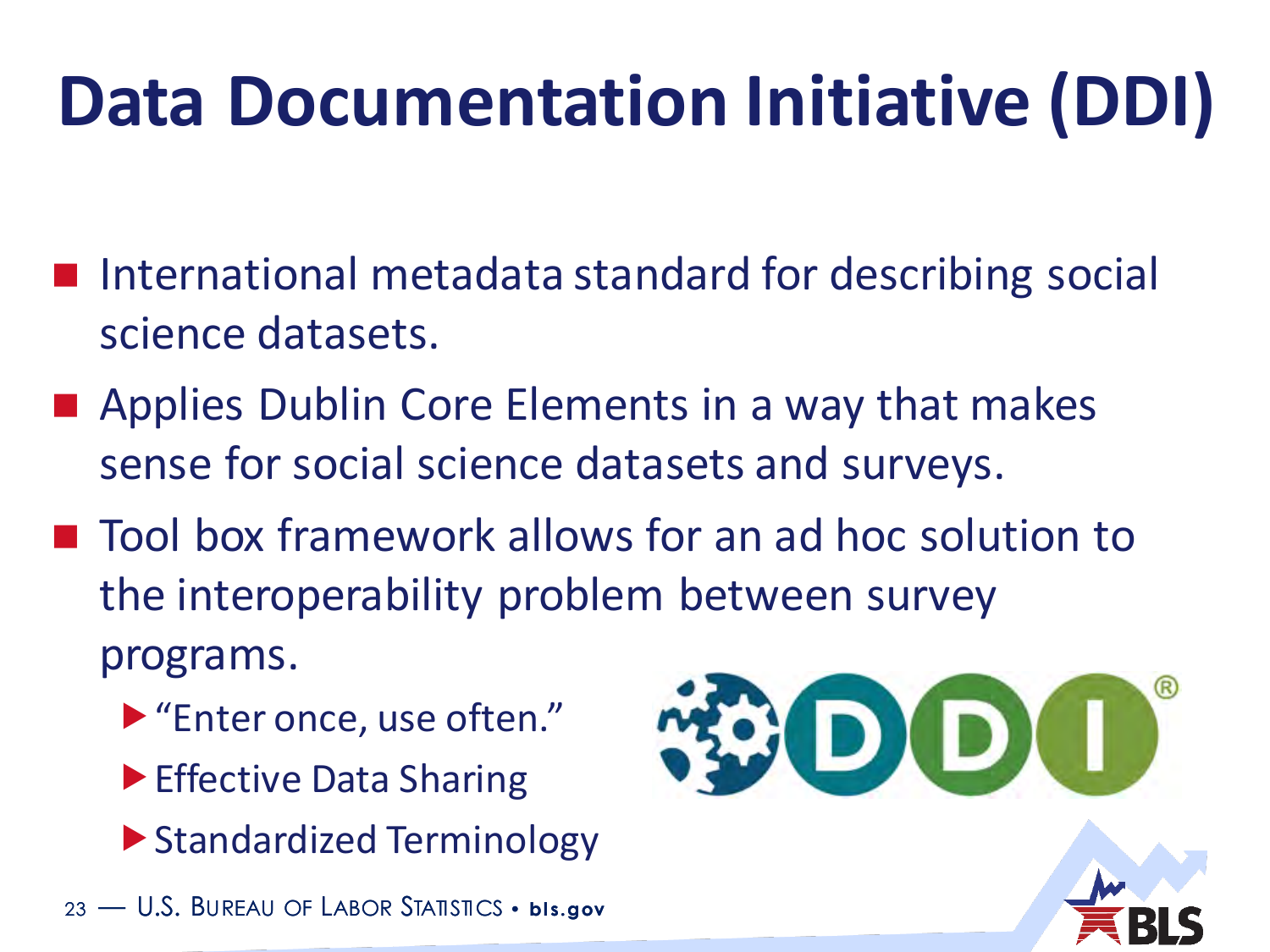# Data Documentation Initiative (DDI)

- International metadata standard for describing social science datasets.
- Applies Dublin Core Elements in a way that makes sense for social science datasets and surveys.
- Tool box framework allows for an ad hoc solution to the interoperability problem between survey programs.
  - "Enter once, use often."
  - Effective Data Sharing
  - Standardized Terminology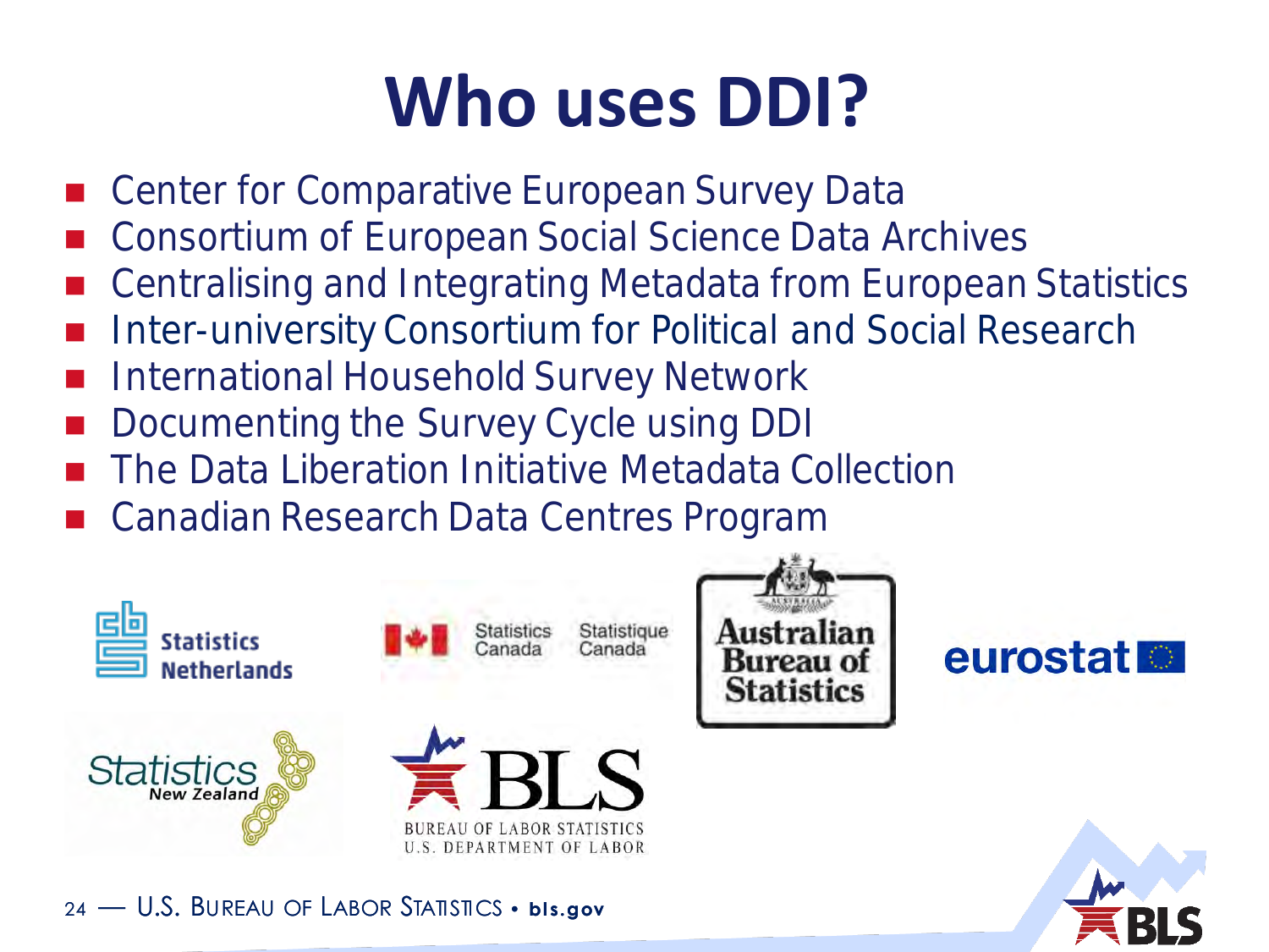# Who uses DDI?

- Center for Comparative European Survey Data
- Consortium of European Social Science Data Archives
- Centralising and Integrating Metadata from European Statistics
- Inter-university Consortium for Political and Social Research
- International Household Survey Network
- Documenting the Survey Cycle using DDI
- The Data Liberation Initiative Metadata Collection
- Canadian Research Data Centres Program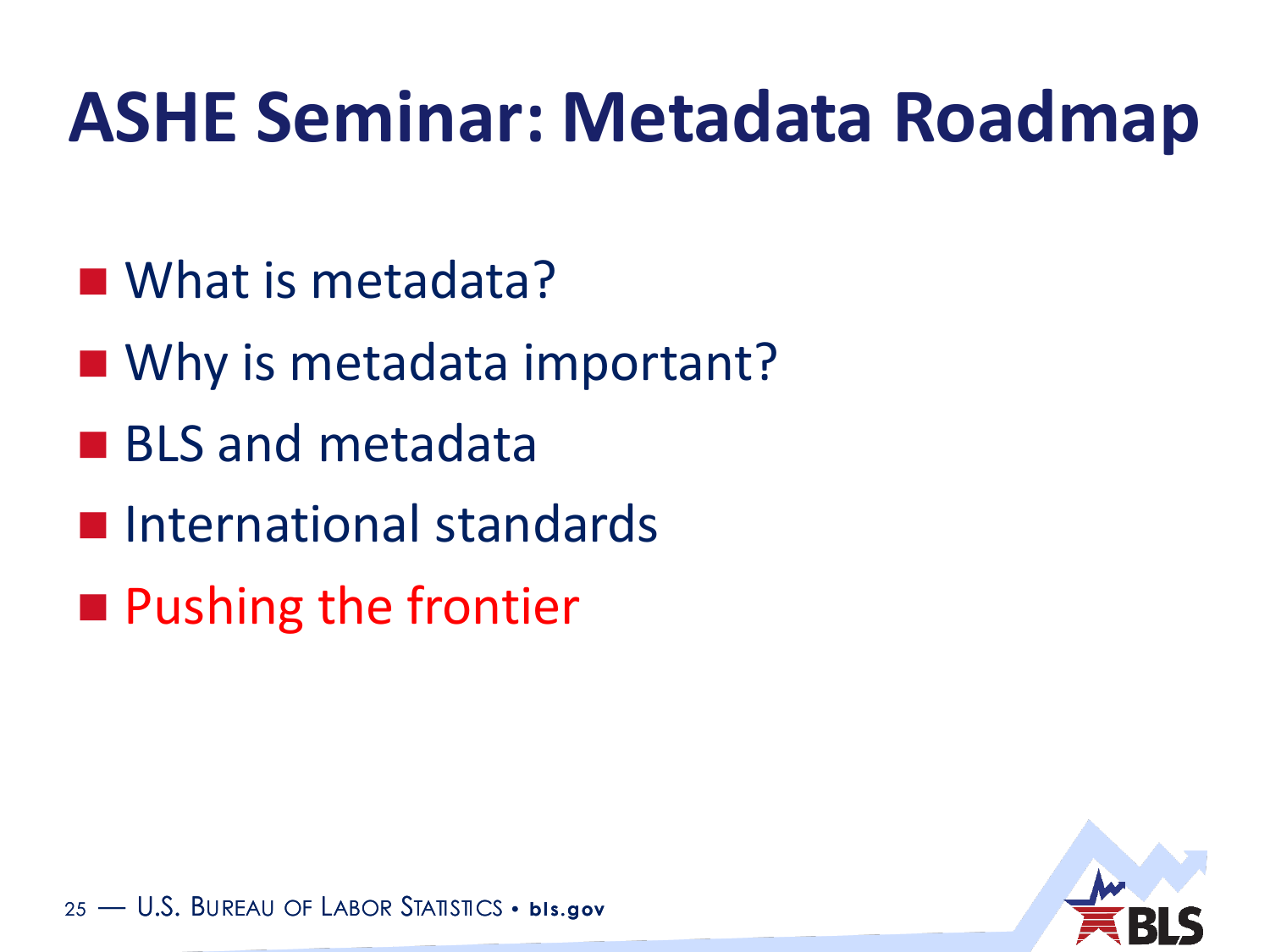# ASHE Seminar: Metadata Roadmap

- What is metadata?
- Why is metadata important?
- BLS and metadata
- International standards
- Pushing the frontier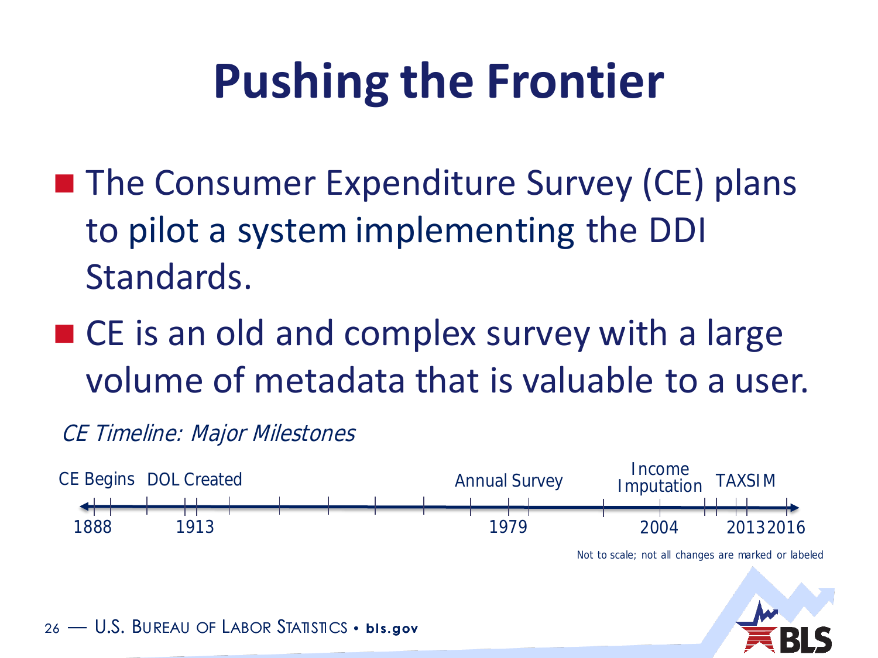# Pushing the Frontier

- The Consumer Expenditure Survey (CE) plans to pilot a system implementing the DDI Standards.
- CE is an old and complex survey with a large volume of metadata that is valuable to a user.

*CE Timeline: Major Milestones*

| 1888 | 1913 | 1979 | 2004 | 2013 | 2016 |
|---|---|---|---|---|---|
| CE Begins | DOL Created | Annual Survey | Income Imputation | TAXSIM | |

Not to scale; not all changes are marked or labeled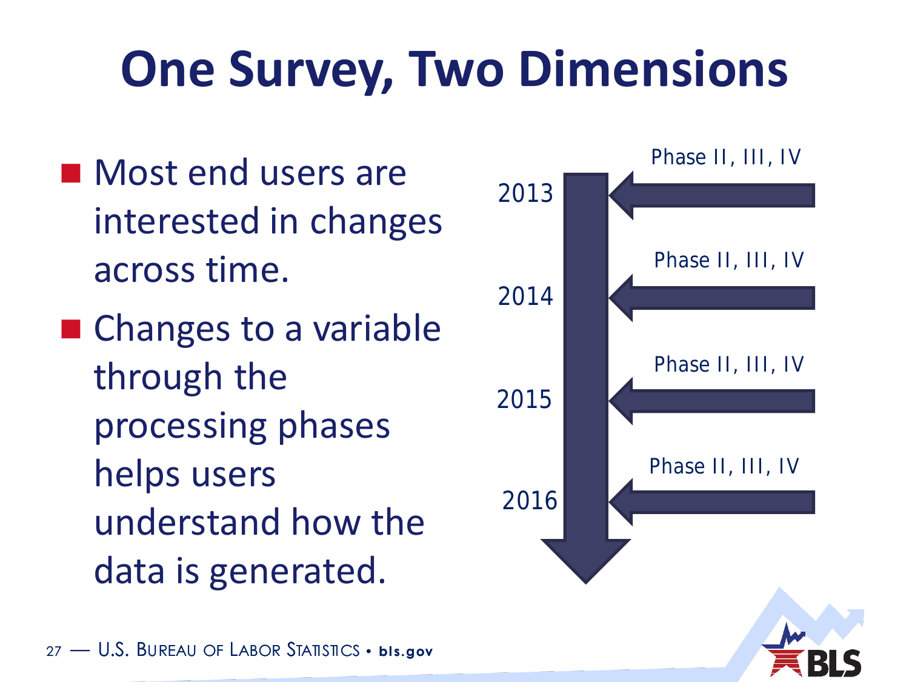# One Survey, Two Dimensions

- Most end users are interested in changes across time.
- Changes to a variable through the processing phases helps users understand how the data is generated.

2013 — Phase II, III, IV

2014 — Phase II, III, IV

2015 — Phase II, III, IV

2016 — Phase II, III, IV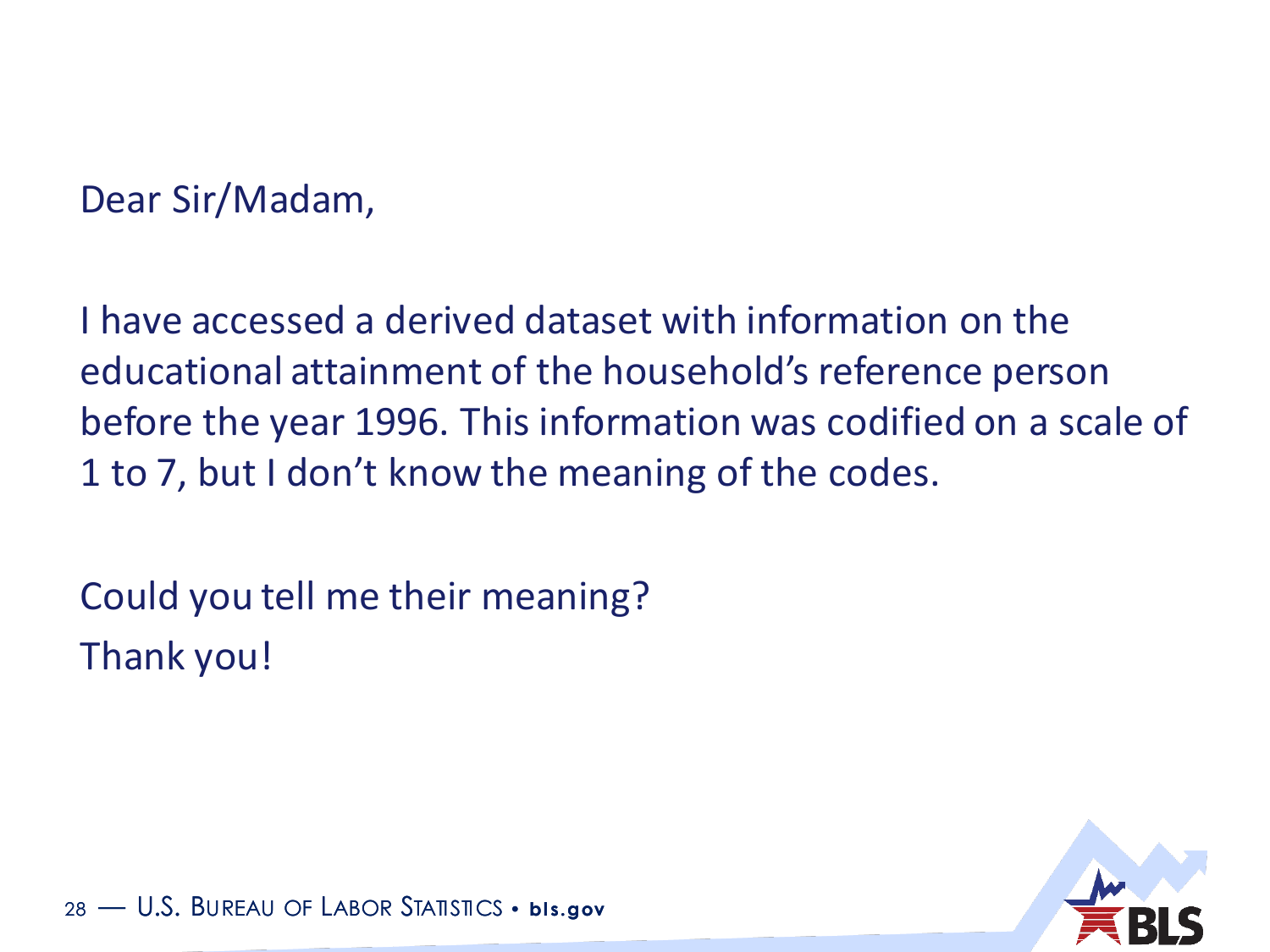Dear Sir/Madam,

I have accessed a derived dataset with information on the educational attainment of the household's reference person before the year 1996. This information was codified on a scale of 1 to 7, but I don't know the meaning of the codes.

Could you tell me their meaning?

Thank you!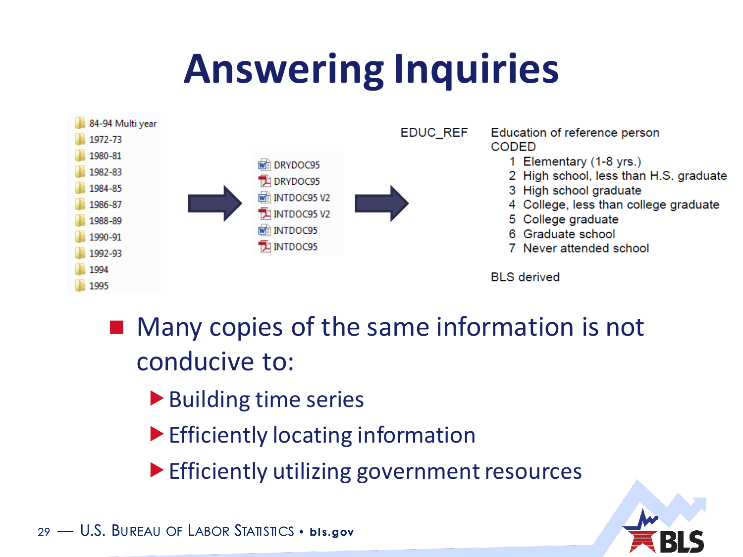# Answering Inquiries

- 84-94 Multi year
- 1972-73
- 1980-81
- 1982-83
- 1984-85
- 1986-87
- 1988-89
- 1990-91
- 1992-93
- 1994
- 1995

→

- DRYDOC95
- DRYDOC95
- INTDOC95 V2
- INTDOC95 V2
- INTDOC95
- INTDOC95

→

EDUC_REF — Education of reference person
CODED
1 Elementary (1-8 yrs.)
2 High school, less than H.S. graduate
3 High school graduate
4 College, less than college graduate
5 College graduate
6 Graduate school
7 Never attended school

BLS derived

- Many copies of the same information is not conducive to:
  - Building time series
  - Efficiently locating information
  - Efficiently utilizing government resources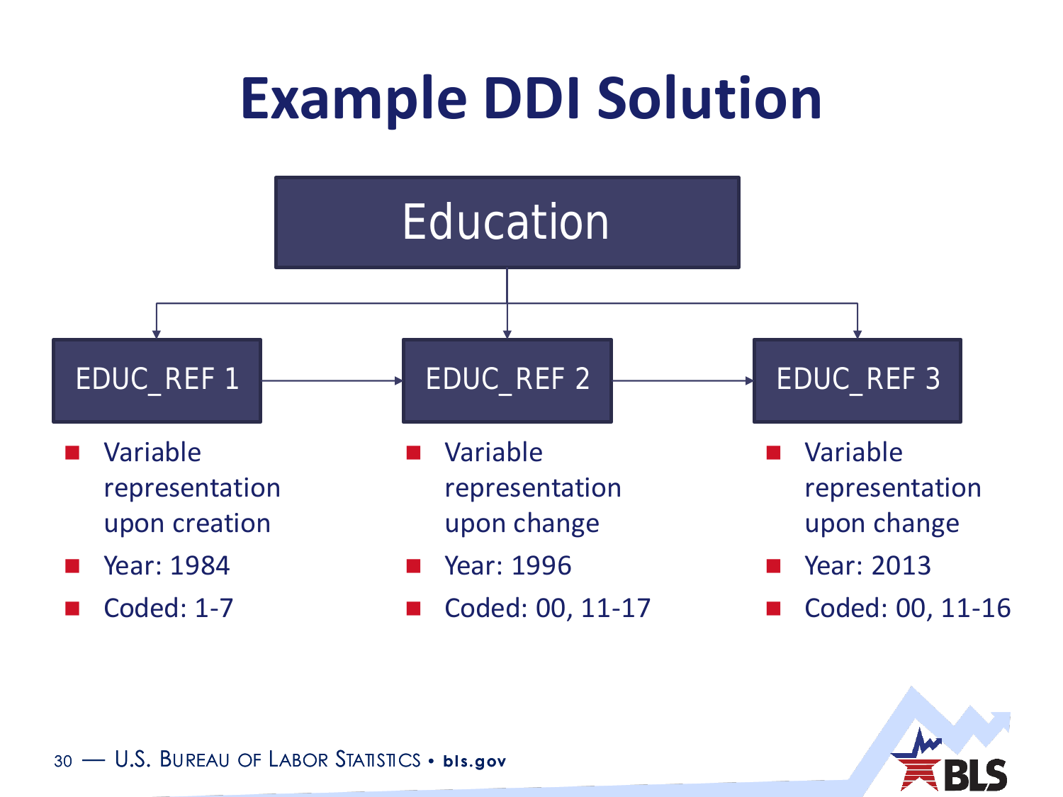# Example DDI Solution

**Education**

- **EDUC_REF 1**
  - Variable representation upon creation
  - Year: 1984
  - Coded: 1-7
- **EDUC_REF 2**
  - Variable representation upon change
  - Year: 1996
  - Coded: 00, 11-17
- **EDUC_REF 3**
  - Variable representation upon change
  - Year: 2013
  - Coded: 00, 11-16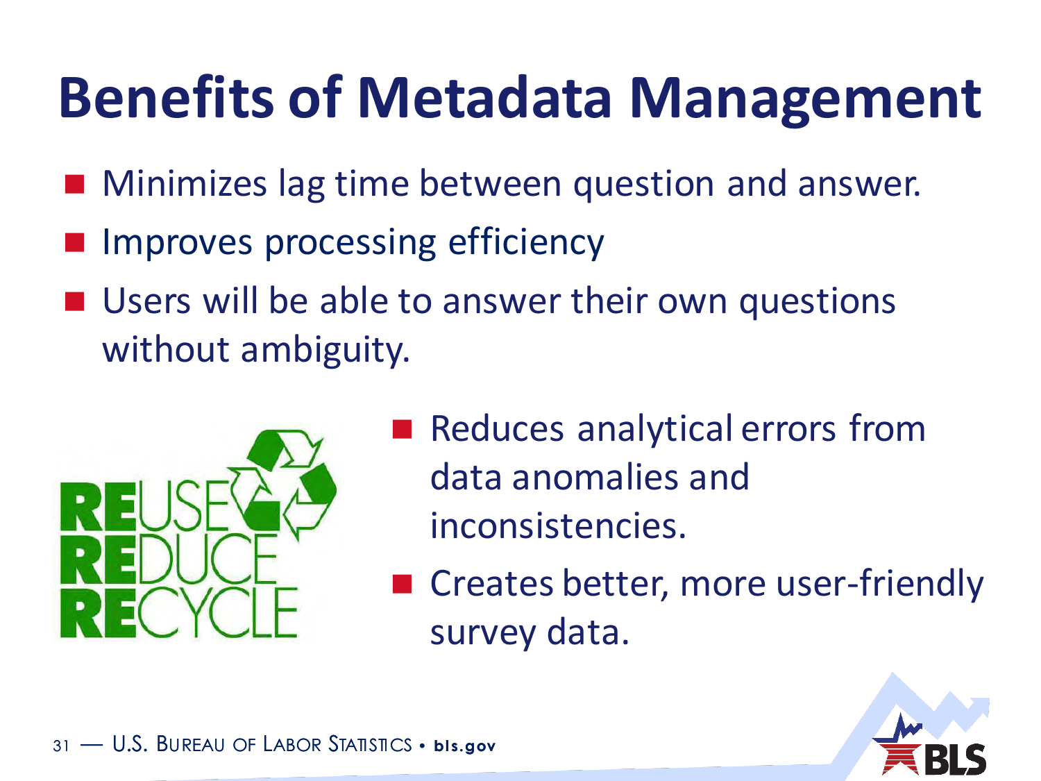# Benefits of Metadata Management

- Minimizes lag time between question and answer.
- Improves processing efficiency
- Users will be able to answer their own questions without ambiguity.
- Reduces analytical errors from data anomalies and inconsistencies.
- Creates better, more user-friendly survey data.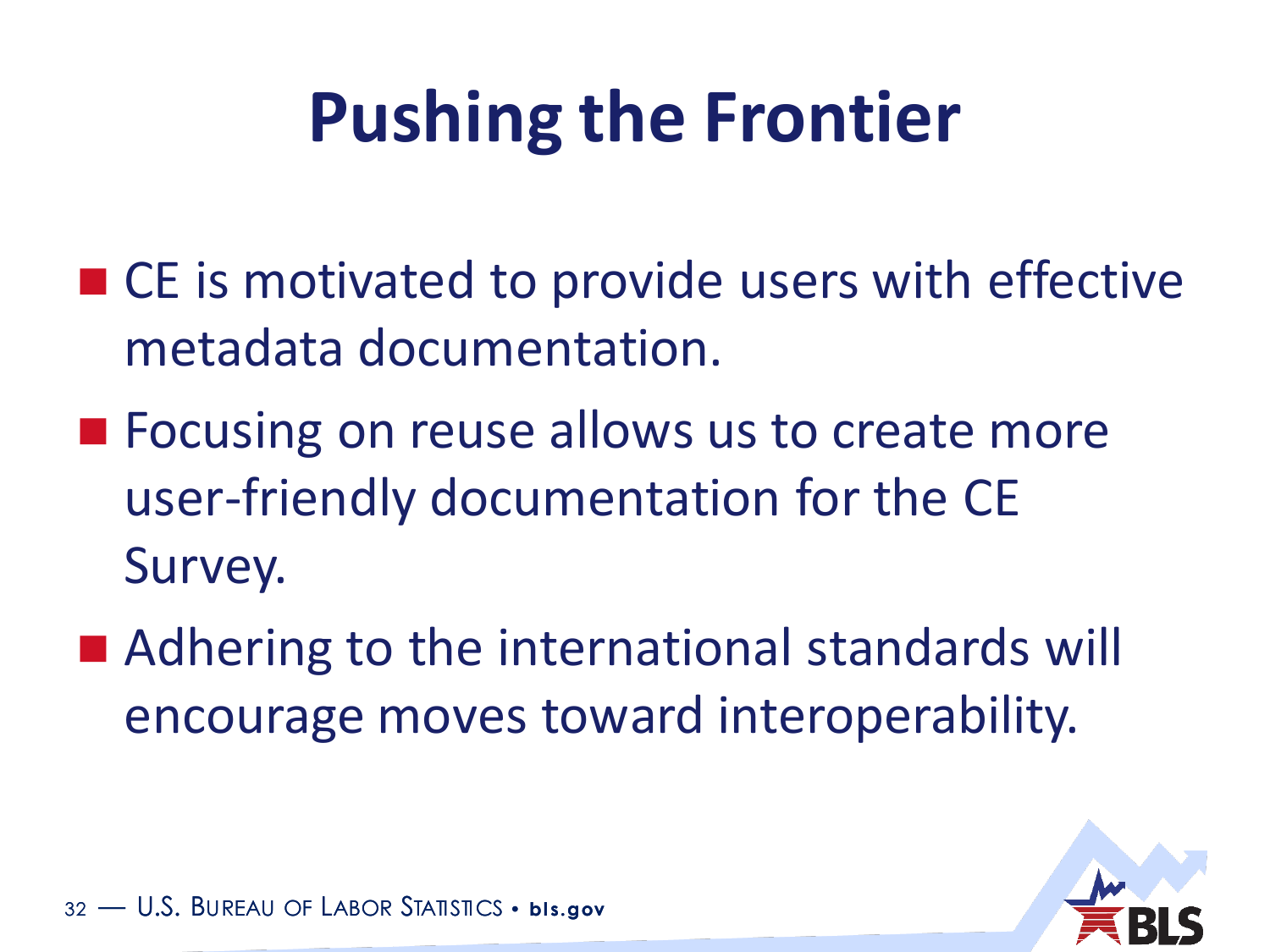# Pushing the Frontier

- CE is motivated to provide users with effective metadata documentation.
- Focusing on reuse allows us to create more user-friendly documentation for the CE Survey.
- Adhering to the international standards will encourage moves toward interoperability.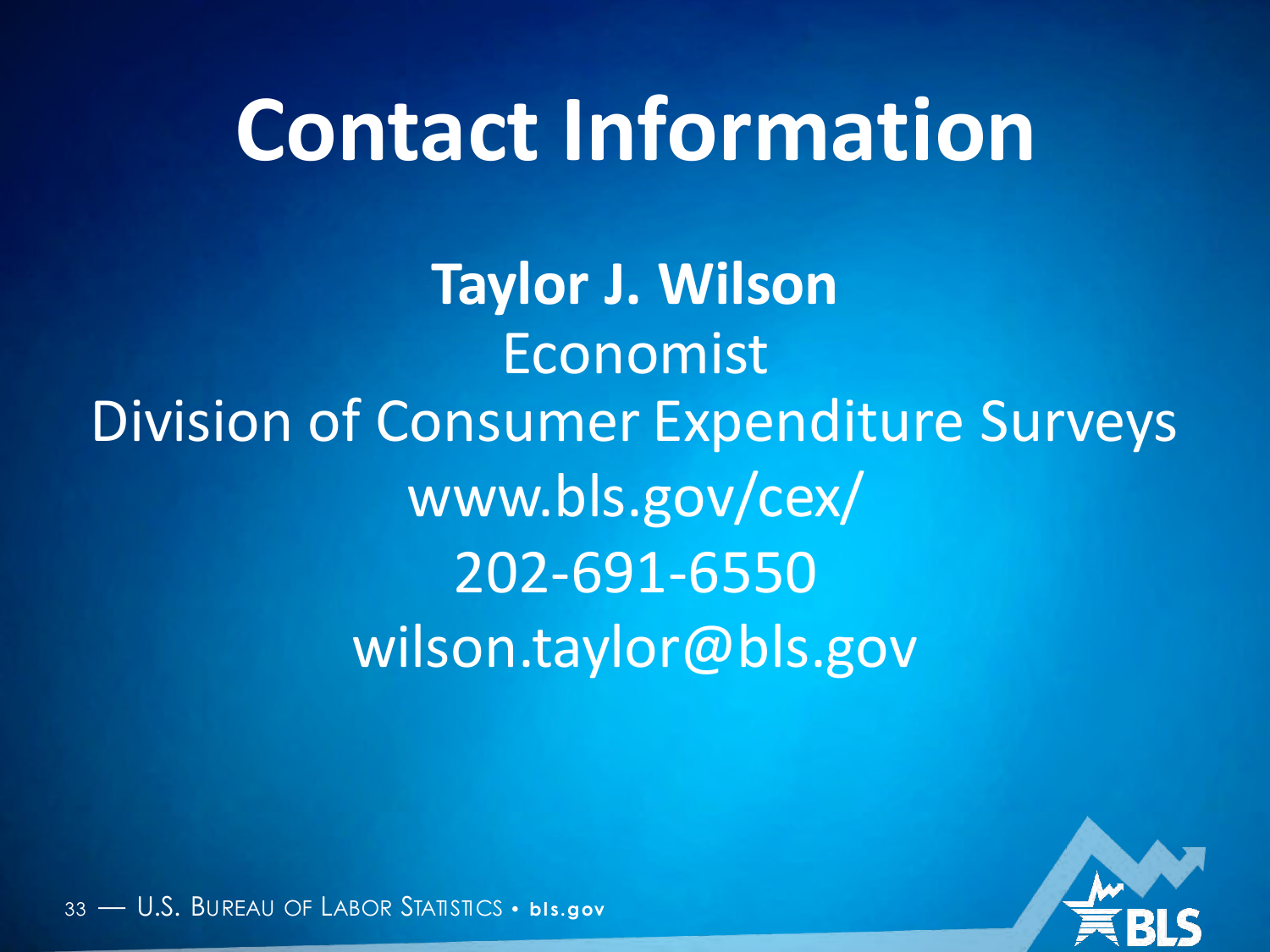# Contact Information

**Taylor J. Wilson**

Economist

Division of Consumer Expenditure Surveys

www.bls.gov/cex/

202-691-6550

wilson.taylor@bls.gov